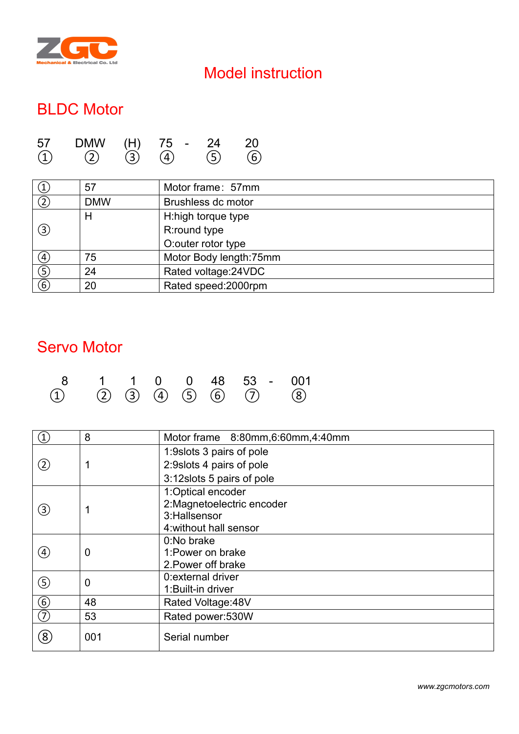ZGC
Mechanical & Electrical Co. Ltd

# Model instruction

## BLDC Motor

| 57 | DMW | (H) | 75 | - | 24 | 20 |
|---|---|---|---|---|---|---|
| ① | ② | ③ | ④ | | ⑤ | ⑥ |

| | | |
|---|---|---|
| ① | 57 | Motor frame：57mm |
| ② | DMW | Brushless dc motor |
| ③ | H | H:high torque type<br>R:round type<br>O:outer rotor type |
| ④ | 75 | Motor Body length:75mm |
| ⑤ | 24 | Rated voltage:24VDC |
| ⑥ | 20 | Rated speed:2000rpm |

## Servo Motor

| 8 | 1 | 1 | 0 | 0 | 48 | 53 | - | 001 |
|---|---|---|---|---|---|---|---|---|
| ① | ② | ③ | ④ | ⑤ | ⑥ | ⑦ | | ⑧ |

| | | |
|---|---|---|
| ① | 8 | Motor frame 8:80mm,6:60mm,4:40mm |
| ② | 1 | 1:9slots 3 pairs of pole<br>2:9slots 4 pairs of pole<br>3:12slots 5 pairs of pole |
| ③ | 1 | 1:Optical encoder<br>2:Magnetoelectric encoder<br>3:Hallsensor<br>4:without hall sensor |
| ④ | 0 | 0:No brake<br>1:Power on brake<br>2.Power off brake |
| ⑤ | 0 | 0:external driver<br>1:Built-in driver |
| ⑥ | 48 | Rated Voltage:48V |
| ⑦ | 53 | Rated power:530W |
| ⑧ | 001 | Serial number |

www.zgcmotors.com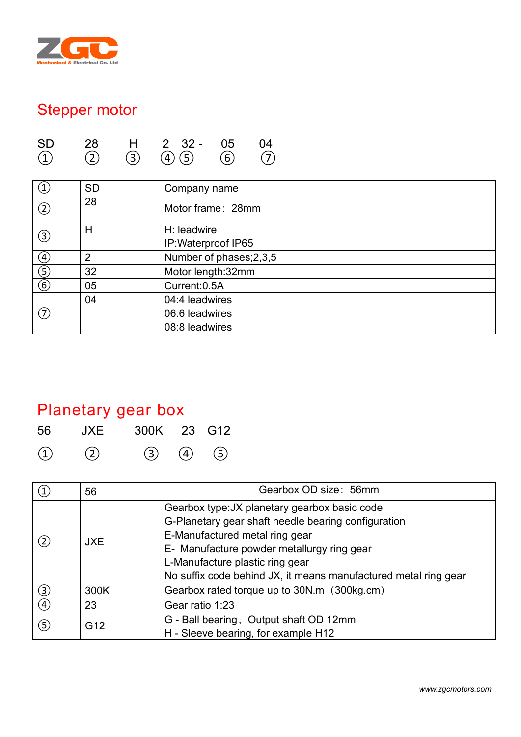ZGC
Mechanical & Electrical Co. Ltd

## Stepper motor

SD 28 H 2 32 - 05 04
① ② ③ ④ ⑤ ⑥ ⑦

| | | |
|---|---|---|
| ① | SD | Company name |
| ② | 28 | Motor frame：28mm |
| ③ | H | H: leadwire<br>IP:Waterproof IP65 |
| ④ | 2 | Number of phases;2,3,5 |
| ⑤ | 32 | Motor length:32mm |
| ⑥ | 05 | Current:0.5A |
| ⑦ | 04 | 04:4 leadwires<br>06:6 leadwires<br>08:8 leadwires |

## Planetary gear box

56 JXE 300K 23 G12

① ② ③ ④ ⑤

| | | |
|---|---|---|
| ① | 56 | Gearbox OD size：56mm |
| ② | JXE | Gearbox type:JX planetary gearbox basic code<br>G-Planetary gear shaft needle bearing configuration<br>E-Manufactured metal ring gear<br>E- Manufacture powder metallurgy ring gear<br>L-Manufacture plastic ring gear<br>No suffix code behind JX, it means manufactured metal ring gear |
| ③ | 300K | Gearbox rated torque up to 30N.m（300kg.cm） |
| ④ | 23 | Gear ratio 1:23 |
| ⑤ | G12 | G - Ball bearing，Output shaft OD 12mm<br>H - Sleeve bearing, for example H12 |

www.zgcmotors.com